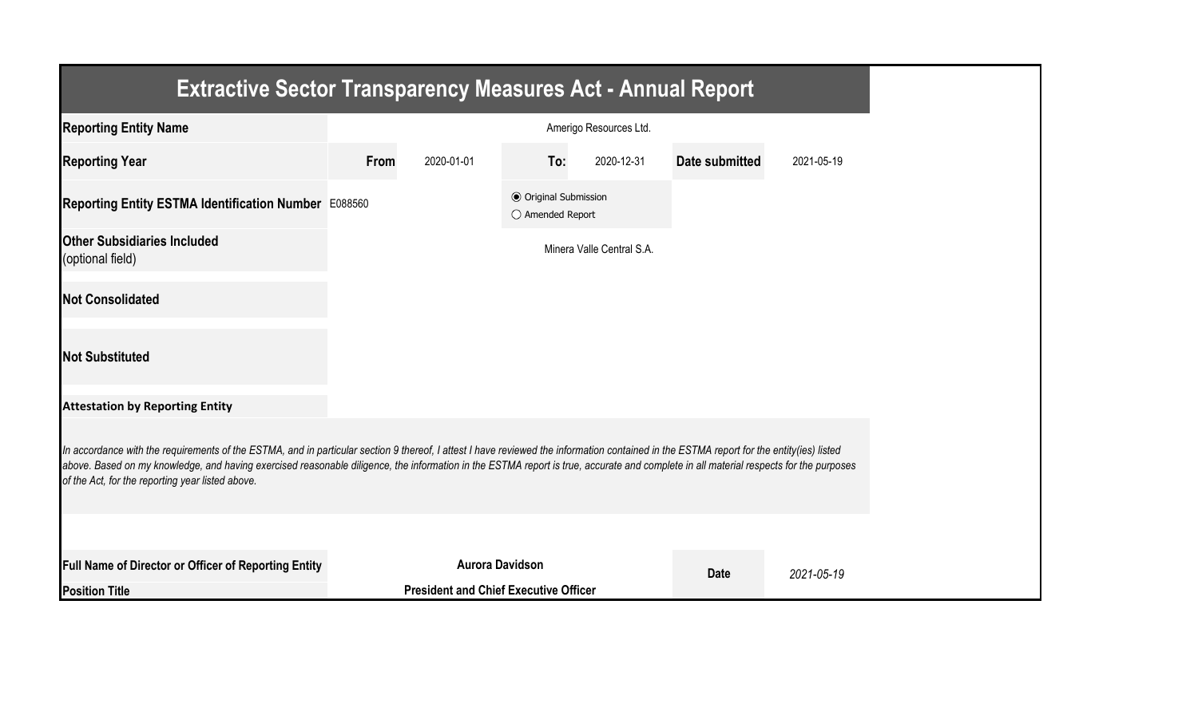# Extractive Sector Transparency Measures Act - Annual Report

| | | | | | | |
|---|---|---|---|---|---|---|
| **Reporting Entity Name** | Amerigo Resources Ltd. | | | | | |
| **Reporting Year** | **From** | 2020-01-01 | **To:** | 2020-12-31 | **Date submitted** | 2021-05-19 |
| **Reporting Entity ESTMA Identification Number** | E088560 | | ◉ Original Submission<br>○ Amended Report | | | |
| **Other Subsidiaries Included** (optional field) | Minera Valle Central S.A. | | | | | |
| **Not Consolidated** | | | | | | |
| **Not Substituted** | | | | | | |

**Attestation by Reporting Entity**

*In accordance with the requirements of the ESTMA, and in particular section 9 thereof, I attest I have reviewed the information contained in the ESTMA report for the entity(ies) listed above. Based on my knowledge, and having exercised reasonable diligence, the information in the ESTMA report is true, accurate and complete in all material respects for the purposes of the Act, for the reporting year listed above.*

| | | | |
|---|---|---|---|
| **Full Name of Director or Officer of Reporting Entity** | **Aurora Davidson** | **Date** | *2021-05-19* |
| **Position Title** | **President and Chief Executive Officer** | | |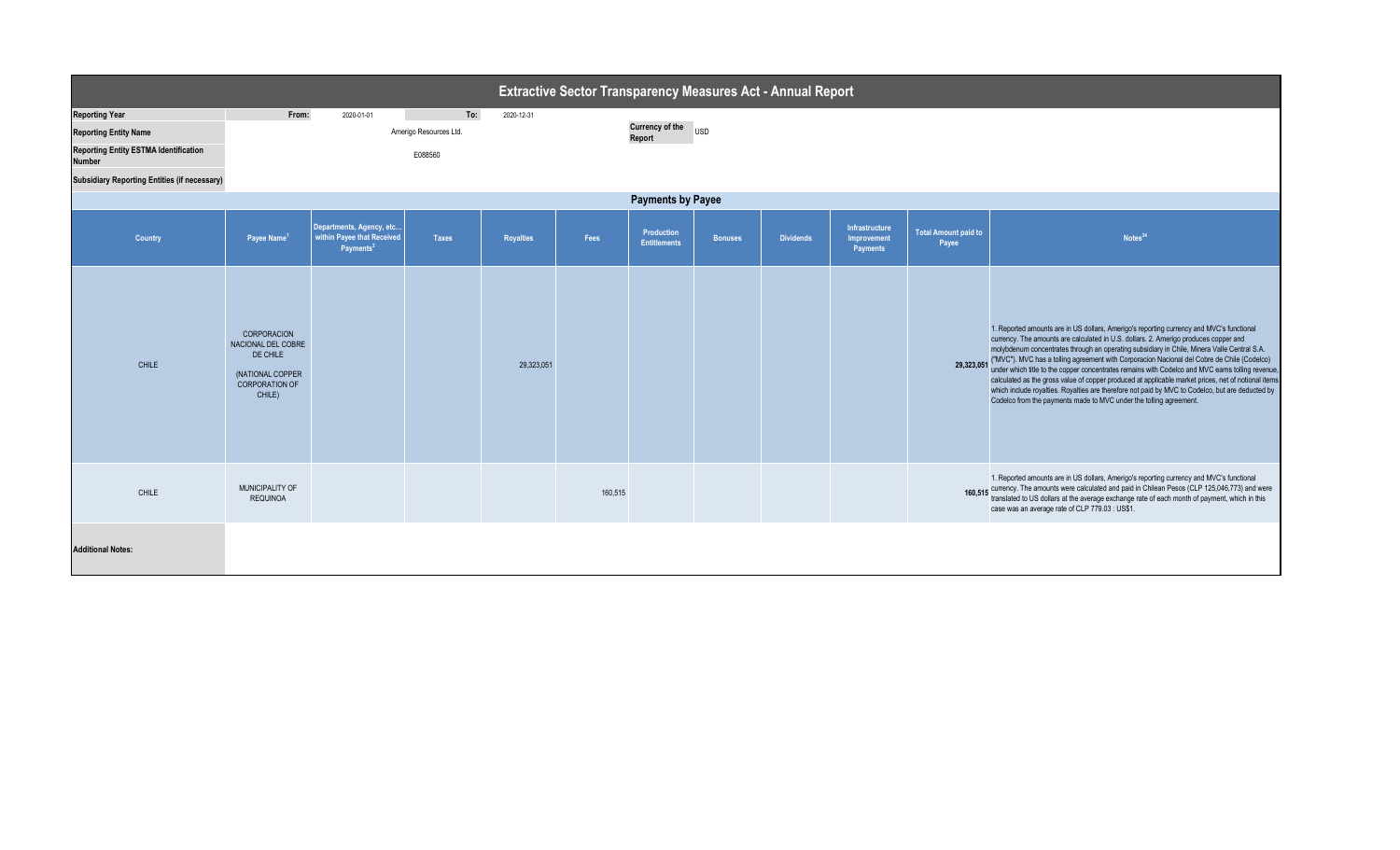# Extractive Sector Transparency Measures Act - Annual Report

| | | | | | |
|---|---|---|---|---|---|
| **Reporting Year** | From: | 2020-01-01 | To: | 2020-12-31 | |
| **Reporting Entity Name** | Amerigo Resources Ltd. | | | Currency of the Report | USD |
| **Reporting Entity ESTMA Identification Number** | E088560 | | | | |
| **Subsidiary Reporting Entities (if necessary)** | | | | | |

## Payments by Payee

| Country | Payee Name[1] | Departments, Agency, etc... within Payee that Received Payments[2] | Taxes | Royalties | Fees | Production Entitlements | Bonuses | Dividends | Infrastructure Improvement Payments | Total Amount paid to Payee | Notes[34] |
|---|---|---|---|---|---|---|---|---|---|---|---|
| CHILE | CORPORACION NACIONAL DEL COBRE DE CHILE (NATIONAL COPPER CORPORATION OF CHILE) | | | 29,323,051 | | | | | | 29,323,051 | 1. Reported amounts are in US dollars, Amerigo's reporting currency and MVC's functional currency. The amounts are calculated in U.S. dollars. 2. Amerigo produces copper and molybdenum concentrates through an operating subsidiary in Chile, Minera Valle Central S.A. ("MVC"). MVC has a tolling agreement with Corporacion Nacional del Cobre de Chile (Codelco) under which title to the copper concentrates remains with Codelco and MVC earns tolling revenue, calculated as the gross value of copper produced at applicable market prices, net of notional items which include royalties. Royalties are therefore not paid by MVC to Codelco, but are deducted by Codelco from the payments made to MVC under the tolling agreement. |
| CHILE | MUNICIPALITY OF REQUINOA | | | | 160,515 | | | | | 160,515 | 1. Reported amounts are in US dollars, Amerigo's reporting currency and MVC's functional currency. The amounts were calculated and paid in Chilean Pesos (CLP 125,046,773) and were translated to US dollars at the average exchange rate of each month of payment, which in this case was an average rate of CLP 779.03 : US$1. |

**Additional Notes:**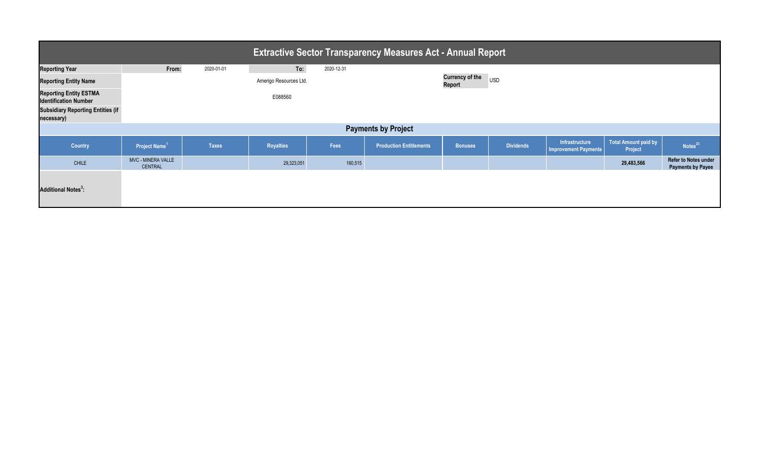# Extractive Sector Transparency Measures Act - Annual Report

| | | | | | |
|---|---|---|---|---|---|
| **Reporting Year** | **From:** | 2020-01-01 | **To:** | 2020-12-31 | |
| **Reporting Entity Name** | Amerigo Resources Ltd. | | | **Currency of the Report** | USD |
| **Reporting Entity ESTMA Identification Number** | E088560 | | | | |
| **Subsidiary Reporting Entities (if necessary)** | | | | | |

## Payments by Project

| Country | Project Name[1] | Taxes | Royalties | Fees | Production Entitlements | Bonuses | Dividends | Infrastructure Improvement Payments | Total Amount paid by Project | Notes[23] |
|---|---|---|---|---|---|---|---|---|---|---|
| CHILE | MVC - MINERA VALLE CENTRAL | | 29,323,051 | 160,515 | | | | | **29,483,566** | **Refer to Notes under Payments by Payee** |

**Additional Notes[3]:**